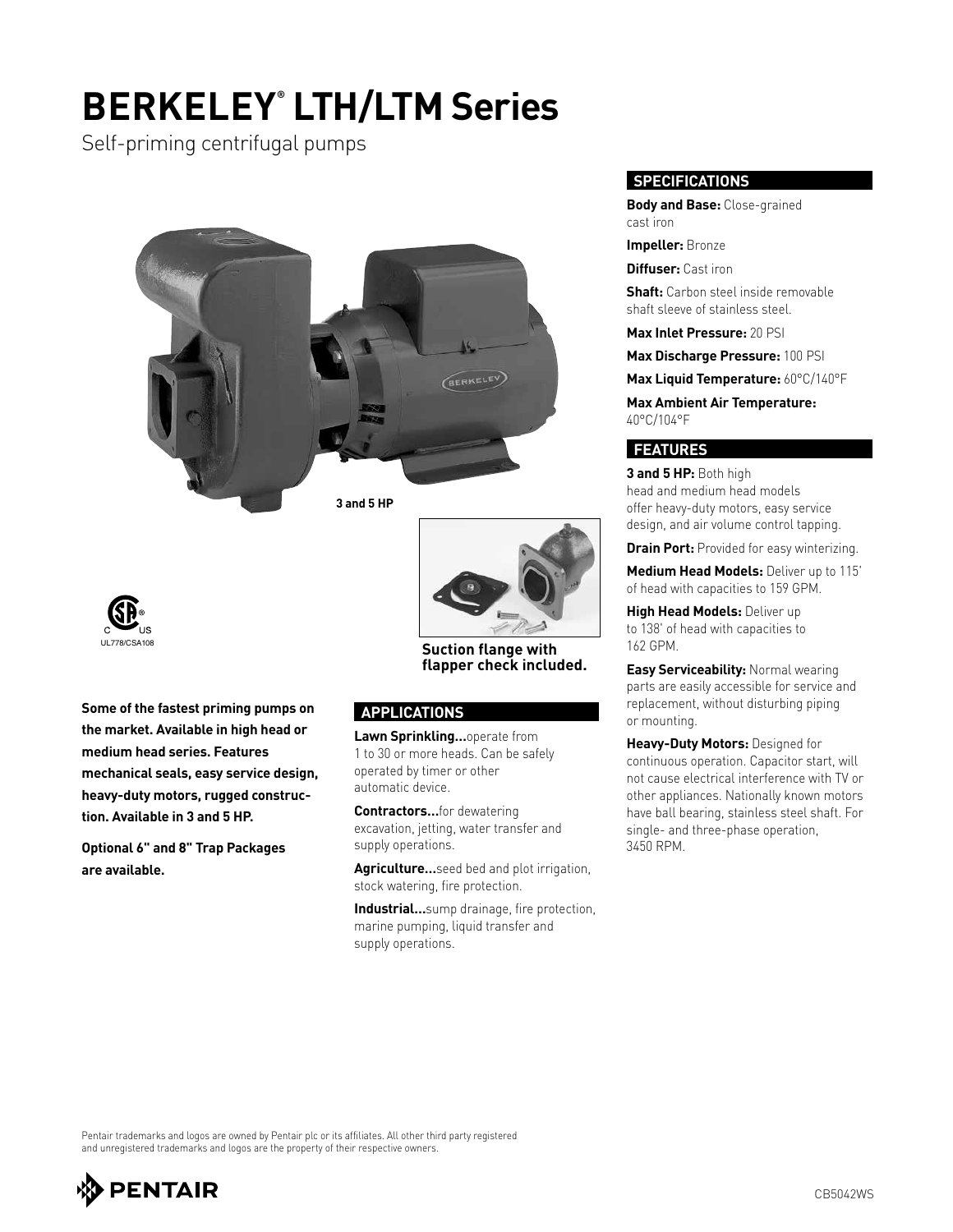# BERKELEY® LTH/LTM Series

Self-priming centrifugal pumps

3 and 5 HP

UL778/CSA108

**Suction flange with flapper check included.**

**Some of the fastest priming pumps on the market. Available in high head or medium head series. Features mechanical seals, easy service design, heavy-duty motors, rugged construction. Available in 3 and 5 HP.**

**Optional 6" and 8" Trap Packages are available.**

## APPLICATIONS

**Lawn Sprinkling...**operate from 1 to 30 or more heads. Can be safely operated by timer or other automatic device.

**Contractors...**for dewatering excavation, jetting, water transfer and supply operations.

**Agriculture...**seed bed and plot irrigation, stock watering, fire protection.

**Industrial...**sump drainage, fire protection, marine pumping, liquid transfer and supply operations.

## SPECIFICATIONS

**Body and Base:** Close-grained cast iron

**Impeller:** Bronze

**Diffuser:** Cast iron

**Shaft:** Carbon steel inside removable shaft sleeve of stainless steel.

**Max Inlet Pressure:** 20 PSI

**Max Discharge Pressure:** 100 PSI

**Max Liquid Temperature:** 60°C/140°F

**Max Ambient Air Temperature:** 40°C/104°F

## FEATURES

**3 and 5 HP:** Both high head and medium head models offer heavy-duty motors, easy service design, and air volume control tapping.

**Drain Port:** Provided for easy winterizing.

**Medium Head Models:** Deliver up to 115' of head with capacities to 159 GPM.

**High Head Models:** Deliver up to 138' of head with capacities to 162 GPM.

**Easy Serviceability:** Normal wearing parts are easily accessible for service and replacement, without disturbing piping or mounting.

**Heavy-Duty Motors:** Designed for continuous operation. Capacitor start, will not cause electrical interference with TV or other appliances. Nationally known motors have ball bearing, stainless steel shaft. For single- and three-phase operation, 3450 RPM.

Pentair trademarks and logos are owned by Pentair plc or its affiliates. All other third party registered and unregistered trademarks and logos are the property of their respective owners.

CB5042WS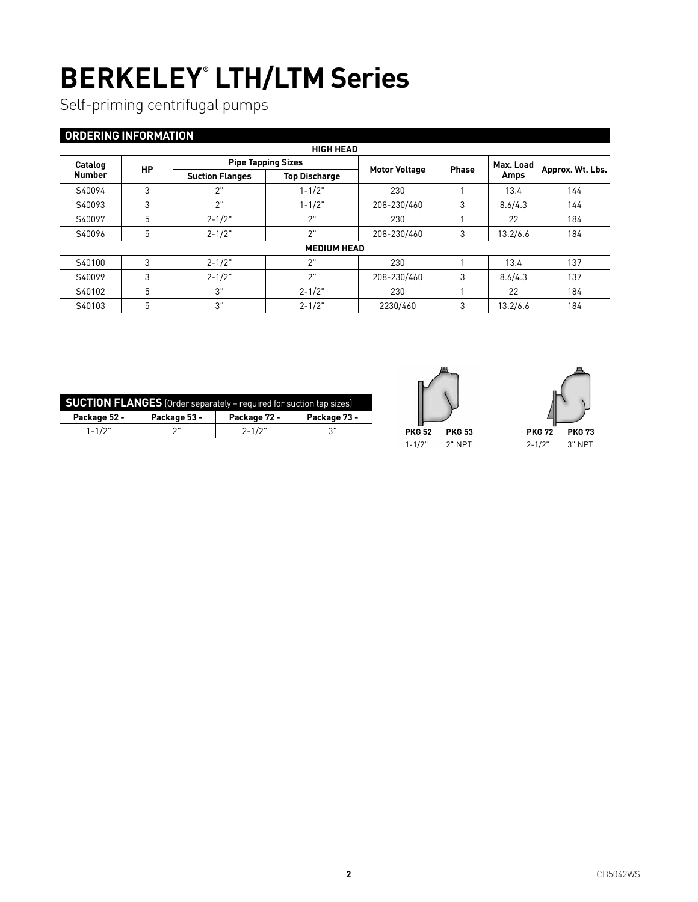# BERKELEY® LTH/LTM Series

Self-priming centrifugal pumps

## ORDERING INFORMATION

| Catalog Number | HP | Pipe Tapping Sizes | | Motor Voltage | Phase | Max. Load Amps | Approx. Wt. Lbs. |
|---|---|---|---|---|---|---|---|
| | | Suction Flanges | Top Discharge | | | | |
| **HIGH HEAD** | | | | | | | |
| S40094 | 3 | 2" | 1-1/2" | 230 | 1 | 13.4 | 144 |
| S40093 | 3 | 2" | 1-1/2" | 208-230/460 | 3 | 8.6/4.3 | 144 |
| S40097 | 5 | 2-1/2" | 2" | 230 | 1 | 22 | 184 |
| S40096 | 5 | 2-1/2" | 2" | 208-230/460 | 3 | 13.2/6.6 | 184 |
| **MEDIUM HEAD** | | | | | | | |
| S40100 | 3 | 2-1/2" | 2" | 230 | 1 | 13.4 | 137 |
| S40099 | 3 | 2-1/2" | 2" | 208-230/460 | 3 | 8.6/4.3 | 137 |
| S40102 | 5 | 3" | 2-1/2" | 230 | 1 | 22 | 184 |
| S40103 | 5 | 3" | 2-1/2" | 2230/460 | 3 | 13.2/6.6 | 184 |

## SUCTION FLANGES (Order separately – required for suction tap sizes)

| Package 52 - | Package 53 - | Package 72 - | Package 73 - |
|---|---|---|---|
| 1-1/2" | 2" | 2-1/2" | 3" |

**PKG 52** 1-1/2" **PKG 53** 2" NPT

**PKG 72** 2-1/2" **PKG 73** 3" NPT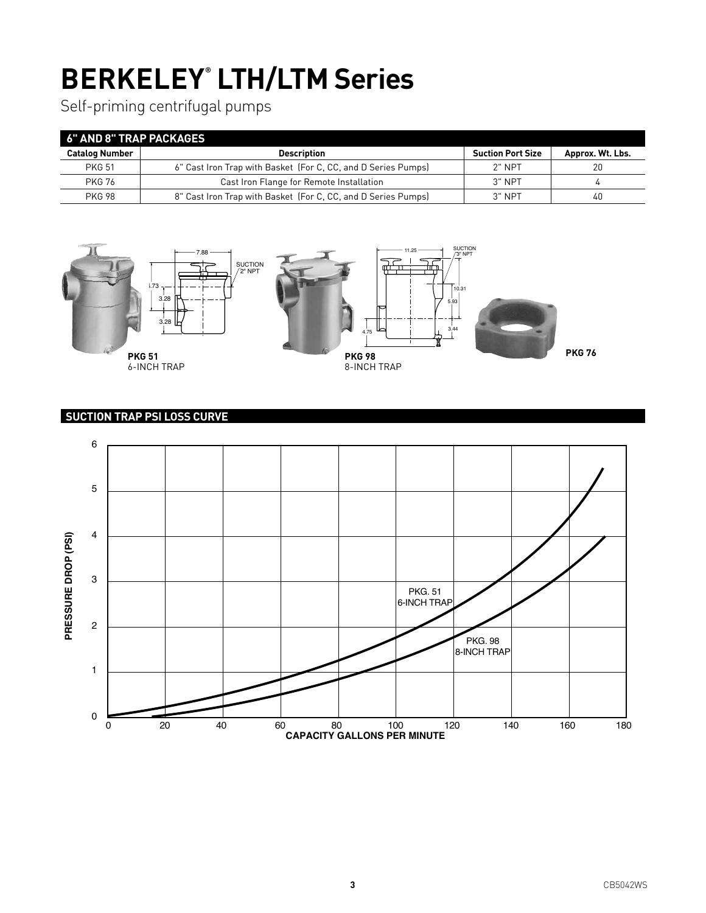# BERKELEY® LTH/LTM Series

Self-priming centrifugal pumps

## 6" AND 8" TRAP PACKAGES

| Catalog Number | Description | Suction Port Size | Approx. Wt. Lbs. |
|---|---|---|---|
| PKG 51 | 6" Cast Iron Trap with Basket (For C, CC, and D Series Pumps) | 2" NPT | 20 |
| PKG 76 | Cast Iron Flange for Remote Installation | 3" NPT | 4 |
| PKG 98 | 8" Cast Iron Trap with Basket (For C, CC, and D Series Pumps) | 3" NPT | 40 |

**PKG 51**
6-INCH TRAP

**PKG 98**
8-INCH TRAP

**PKG 76**

## SUCTION TRAP PSI LOSS CURVE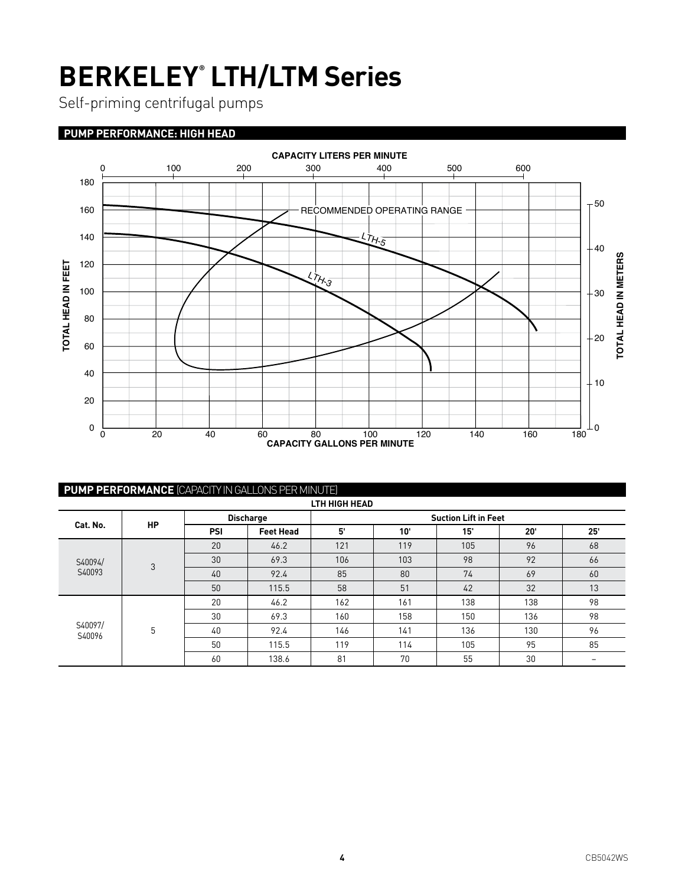# BERKELEY® LTH/LTM Series

Self-priming centrifugal pumps

## PUMP PERFORMANCE: HIGH HEAD

CAPACITY LITERS PER MINUTE

RECOMMENDED OPERATING RANGE

LTH-5

LTH-3

TOTAL HEAD IN FEET

TOTAL HEAD IN METERS

CAPACITY GALLONS PER MINUTE

## PUMP PERFORMANCE (CAPACITY IN GALLONS PER MINUTE)

| LTH HIGH HEAD | | | | | | | | |
|---|---|---|---|---|---|---|---|---|
| Cat. No. | HP | Discharge | | Suction Lift in Feet | | | | |
| | | PSI | Feet Head | 5' | 10' | 15' | 20' | 25' |
| S40094/ S40093 | 3 | 20 | 46.2 | 121 | 119 | 105 | 96 | 68 |
| | | 30 | 69.3 | 106 | 103 | 98 | 92 | 66 |
| | | 40 | 92.4 | 85 | 80 | 74 | 69 | 60 |
| | | 50 | 115.5 | 58 | 51 | 42 | 32 | 13 |
| S40097/ S40096 | 5 | 20 | 46.2 | 162 | 161 | 138 | 138 | 98 |
| | | 30 | 69.3 | 160 | 158 | 150 | 136 | 98 |
| | | 40 | 92.4 | 146 | 141 | 136 | 130 | 96 |
| | | 50 | 115.5 | 119 | 114 | 105 | 95 | 85 |
| | | 60 | 138.6 | 81 | 70 | 55 | 30 | – |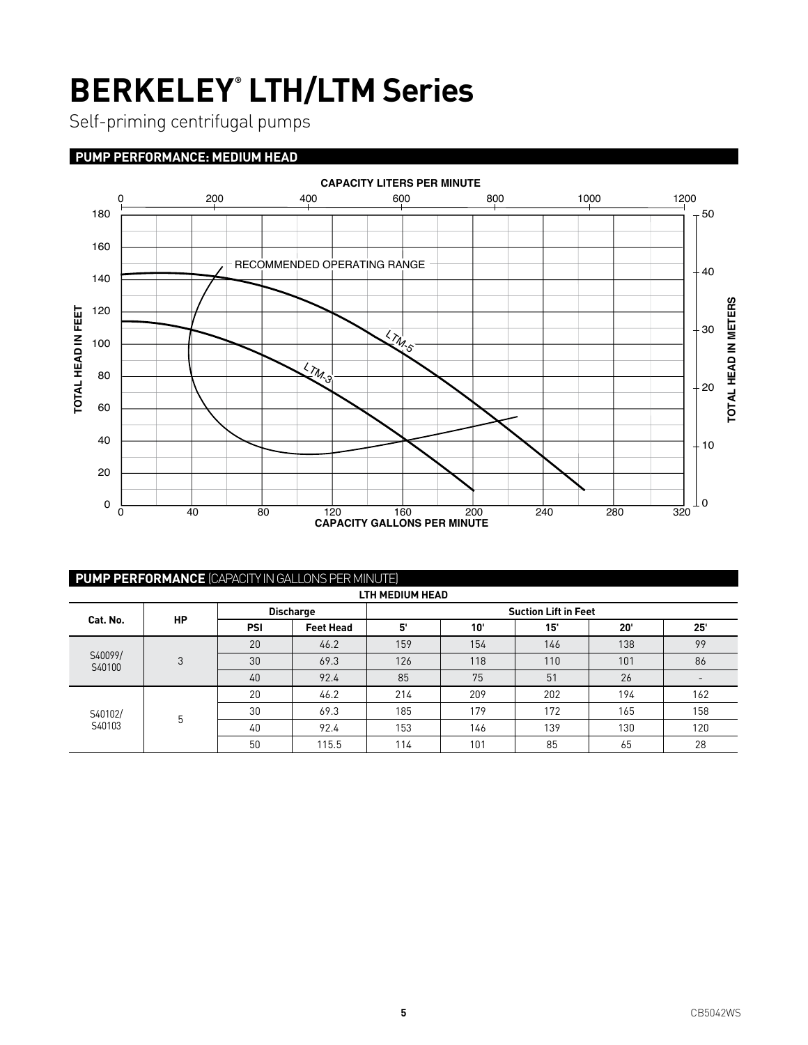# BERKELEY® LTH/LTM Series

Self-priming centrifugal pumps

## PUMP PERFORMANCE: MEDIUM HEAD

CAPACITY LITERS PER MINUTE

TOTAL HEAD IN FEET

TOTAL HEAD IN METERS

RECOMMENDED OPERATING RANGE

LTM-5

LTM-3

CAPACITY GALLONS PER MINUTE

## PUMP PERFORMANCE (CAPACITY IN GALLONS PER MINUTE)

| LTH MEDIUM HEAD | | | | | | | | |
|---|---|---|---|---|---|---|---|---|
| Cat. No. | HP | Discharge | | Suction Lift in Feet | | | | |
| | | PSI | Feet Head | 5' | 10' | 15' | 20' | 25' |
| S40099/ S40100 | 3 | 20 | 46.2 | 159 | 154 | 146 | 138 | 99 |
| | | 30 | 69.3 | 126 | 118 | 110 | 101 | 86 |
| | | 40 | 92.4 | 85 | 75 | 51 | 26 | - |
| S40102/ S40103 | 5 | 20 | 46.2 | 214 | 209 | 202 | 194 | 162 |
| | | 30 | 69.3 | 185 | 179 | 172 | 165 | 158 |
| | | 40 | 92.4 | 153 | 146 | 139 | 130 | 120 |
| | | 50 | 115.5 | 114 | 101 | 85 | 65 | 28 |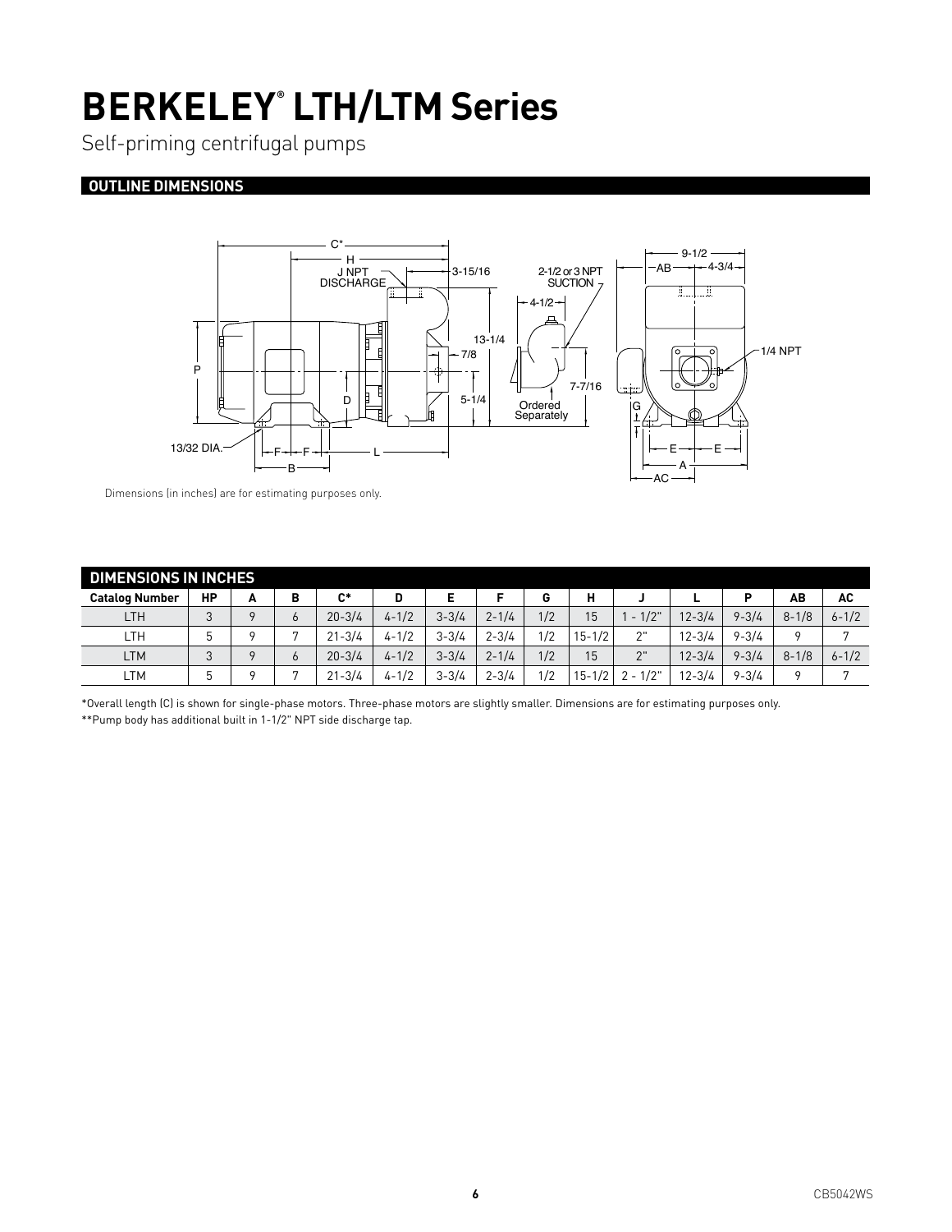# BERKELEY® LTH/LTM Series

Self-priming centrifugal pumps

## OUTLINE DIMENSIONS

Dimensions (in inches) are for estimating purposes only.

| DIMENSIONS IN INCHES | | | | | | | | | | | | | | |
|---|---|---|---|---|---|---|---|---|---|---|---|---|---|---|
| **Catalog Number** | **HP** | **A** | **B** | **C*** | **D** | **E** | **F** | **G** | **H** | **J** | **L** | **P** | **AB** | **AC** |
| LTH | 3 | 9 | 6 | 20-3/4 | 4-1/2 | 3-3/4 | 2-1/4 | 1/2 | 15 | 1 - 1/2" | 12-3/4 | 9-3/4 | 8-1/8 | 6-1/2 |
| LTH | 5 | 9 | 7 | 21-3/4 | 4-1/2 | 3-3/4 | 2-3/4 | 1/2 | 15-1/2 | 2" | 12-3/4 | 9-3/4 | 9 | 7 |
| LTM | 3 | 9 | 6 | 20-3/4 | 4-1/2 | 3-3/4 | 2-1/4 | 1/2 | 15 | 2" | 12-3/4 | 9-3/4 | 8-1/8 | 6-1/2 |
| LTM | 5 | 9 | 7 | 21-3/4 | 4-1/2 | 3-3/4 | 2-3/4 | 1/2 | 15-1/2 | 2 - 1/2" | 12-3/4 | 9-3/4 | 9 | 7 |

*Overall length (C) is shown for single-phase motors. Three-phase motors are slightly smaller. Dimensions are for estimating purposes only.

**Pump body has additional built in 1-1/2" NPT side discharge tap.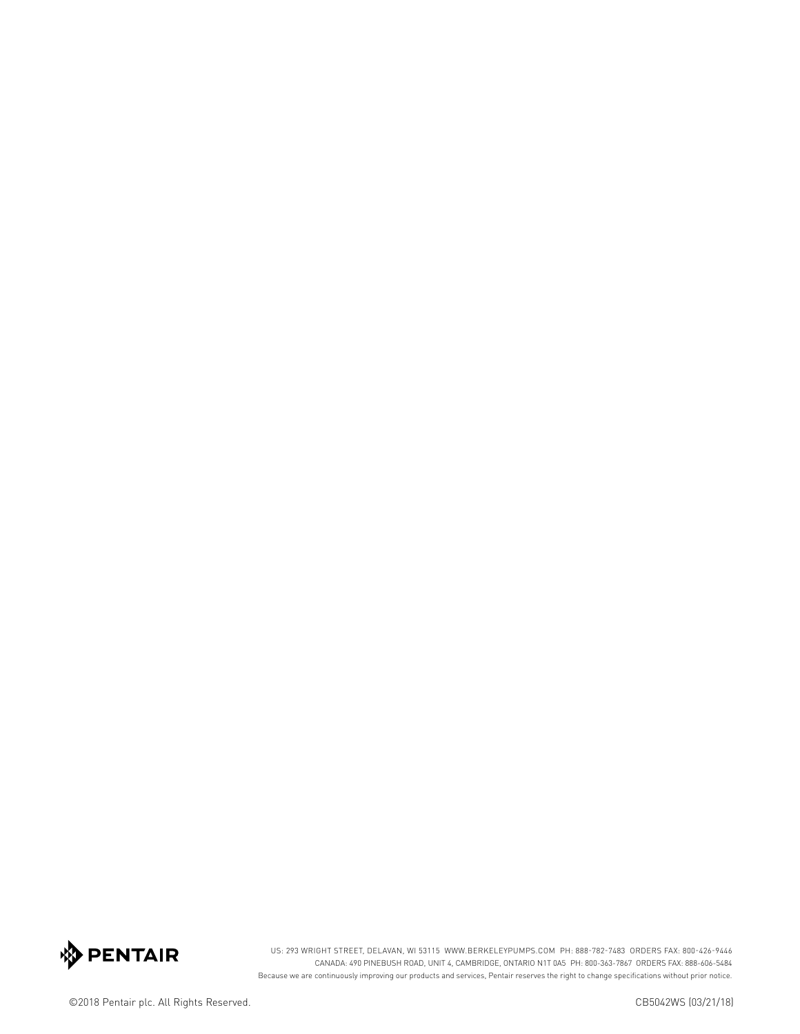PENTAIR

US: 293 WRIGHT STREET, DELAVAN, WI 53115 WWW.BERKELEYPUMPS.COM PH: 888-782-7483 ORDERS FAX: 800-426-9446
CANADA: 490 PINEBUSH ROAD, UNIT 4, CAMBRIDGE, ONTARIO N1T 0A5 PH: 800-363-7867 ORDERS FAX: 888-606-5484
Because we are continuously improving our products and services, Pentair reserves the right to change specifications without prior notice.

©2018 Pentair plc. All Rights Reserved.

CB5042WS (03/21/18)